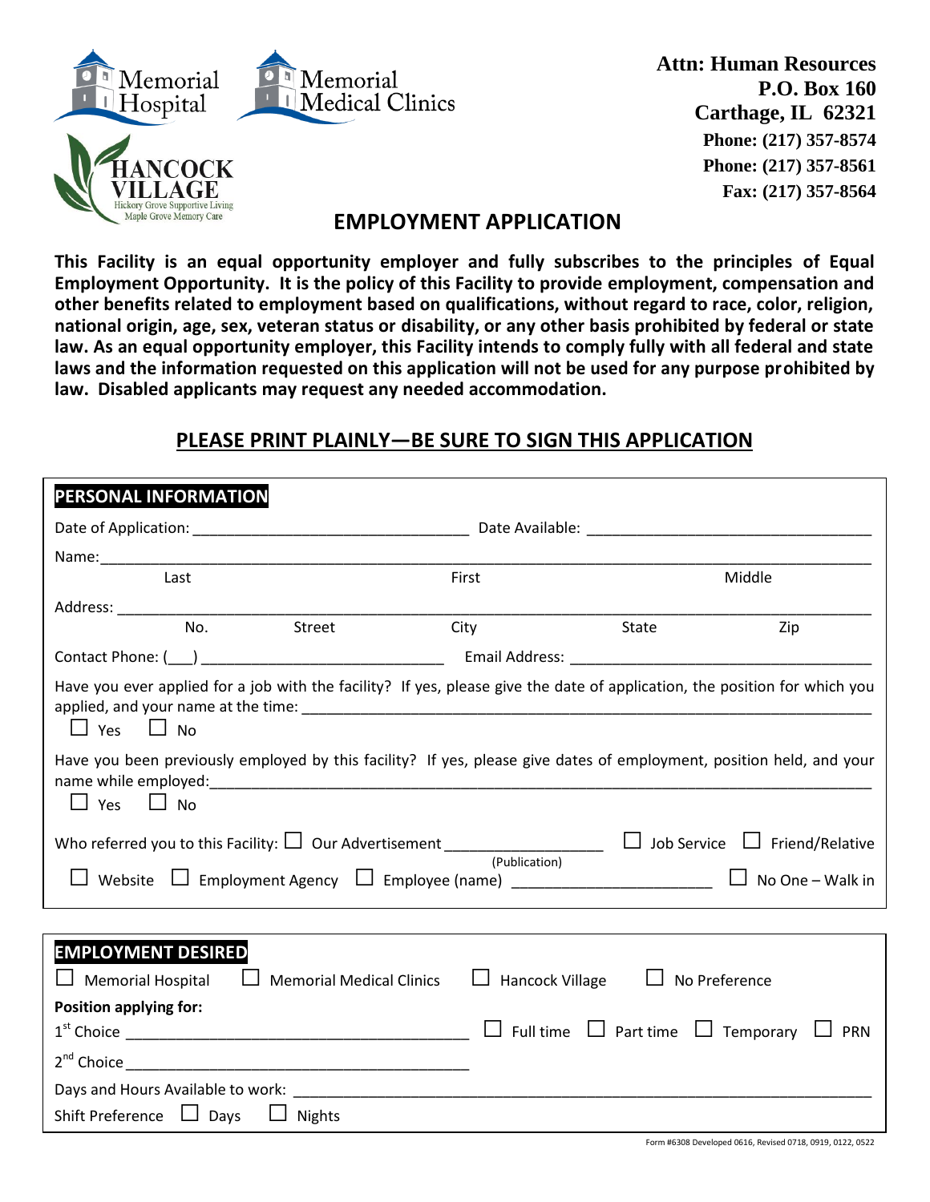Memorial Hospital

Memorial Medical Clinics

HANCOCK VILLAGE
Hickory Grove Supportive Living
Maple Grove Memory Care

**Attn: Human Resources**
**P.O. Box 160**
**Carthage, IL 62321**
**Phone: (217) 357-8574**
**Phone: (217) 357-8561**
**Fax: (217) 357-8564**

# EMPLOYMENT APPLICATION

**This Facility is an equal opportunity employer and fully subscribes to the principles of Equal Employment Opportunity. It is the policy of this Facility to provide employment, compensation and other benefits related to employment based on qualifications, without regard to race, color, religion, national origin, age, sex, veteran status or disability, or any other basis prohibited by federal or state law. As an equal opportunity employer, this Facility intends to comply fully with all federal and state laws and the information requested on this application will not be used for any purpose prohibited by law. Disabled applicants may request any needed accommodation.**

## PLEASE PRINT PLAINLY—BE SURE TO SIGN THIS APPLICATION

## PERSONAL INFORMATION

Date of Application: ______________________ Date Available: ______________________

Name: ______________________________________________________________
Last First Middle

Address: ______________________________________________________________
No. Street City State Zip

Contact Phone: (___) ______________________ Email Address: ______________________

Have you ever applied for a job with the facility? If yes, please give the date of application, the position for which you applied, and your name at the time: ______________________

☐ Yes ☐ No

Have you been previously employed by this facility? If yes, please give dates of employment, position held, and your name while employed: ______________________

☐ Yes ☐ No

Who referred you to this Facility: ☐ Our Advertisement ______________ (Publication) ☐ Job Service ☐ Friend/Relative

☐ Website ☐ Employment Agency ☐ Employee (name) ______________________ ☐ No One – Walk in

## EMPLOYMENT DESIRED

☐ Memorial Hospital ☐ Memorial Medical Clinics ☐ Hancock Village ☐ No Preference

**Position applying for:**

1st Choice ______________________ ☐ Full time ☐ Part time ☐ Temporary ☐ PRN

2nd Choice ______________________

Days and Hours Available to work: ______________________

Shift Preference ☐ Days ☐ Nights

Form #6308 Developed 0616, Revised 0718, 0919, 0122, 0522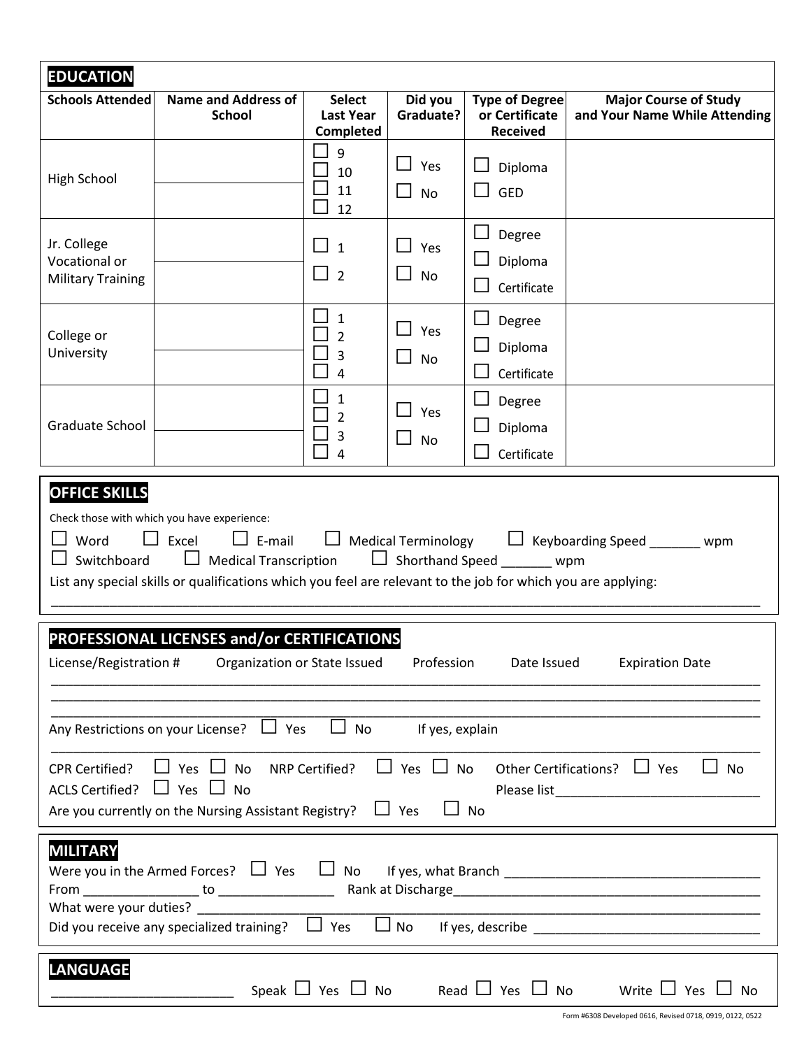## EDUCATION

| Schools Attended | Name and Address of School | Select Last Year Completed | Did you Graduate? | Type of Degree or Certificate Received | Major Course of Study and Your Name While Attending |
|---|---|---|---|---|---|
| High School | | ☐ 9 ☐ 10 ☐ 11 ☐ 12 | ☐ Yes ☐ No | ☐ Diploma ☐ GED | |
| Jr. College Vocational or Military Training | | ☐ 1 ☐ 2 | ☐ Yes ☐ No | ☐ Degree ☐ Diploma ☐ Certificate | |
| College or University | | ☐ 1 ☐ 2 ☐ 3 ☐ 4 | ☐ Yes ☐ No | ☐ Degree ☐ Diploma ☐ Certificate | |
| Graduate School | | ☐ 1 ☐ 2 ☐ 3 ☐ 4 | ☐ Yes ☐ No | ☐ Degree ☐ Diploma ☐ Certificate | |

## OFFICE SKILLS

Check those with which you have experience:

☐ Word ☐ Excel ☐ E-mail ☐ Medical Terminology ☐ Keyboarding Speed _______ wpm

☐ Switchboard ☐ Medical Transcription ☐ Shorthand Speed _______ wpm

List any special skills or qualifications which you feel are relevant to the job for which you are applying:

_______________________________________________________________________________________________

## PROFESSIONAL LICENSES and/or CERTIFICATIONS

License/Registration # Organization or State Issued Profession Date Issued Expiration Date

_______________________________________________________________________________________________

_______________________________________________________________________________________________

_______________________________________________________________________________________________

Any Restrictions on your License? ☐ Yes ☐ No If yes, explain

_______________________________________________________________________________________________

CPR Certified? ☐ Yes ☐ No NRP Certified? ☐ Yes ☐ No Other Certifications? ☐ Yes ☐ No

ACLS Certified? ☐ Yes ☐ No Please list____________________________

Are you currently on the Nursing Assistant Registry? ☐ Yes ☐ No

## MILITARY

Were you in the Armed Forces? ☐ Yes ☐ No If yes, what Branch ___________________________________

From ________________ to ________________ Rank at Discharge___________________________________________

What were your duties? ____________________________________________________________________________

Did you receive any specialized training? ☐ Yes ☐ No If yes, describe ______________________________

## LANGUAGE

_________________________ Speak ☐ Yes ☐ No Read ☐ Yes ☐ No Write ☐ Yes ☐ No

Form #6308 Developed 0616, Revised 0718, 0919, 0122, 0522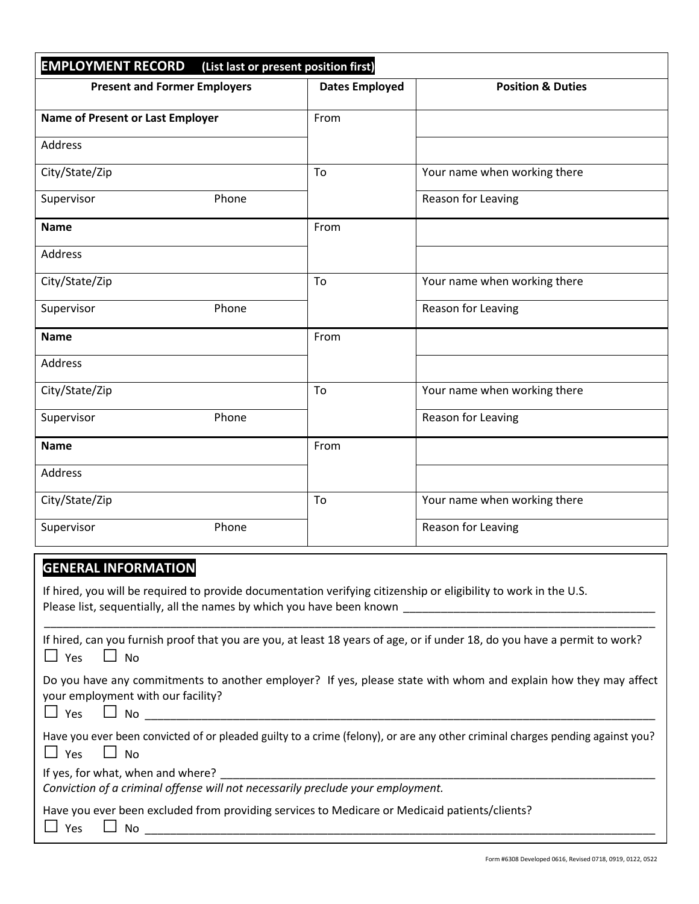## EMPLOYMENT RECORD (List last or present position first)

| Present and Former Employers | | Dates Employed | Position & Duties |
|---|---|---|---|
| **Name of Present or Last Employer** | | From | |
| Address | | | |
| City/State/Zip | | To | Your name when working there |
| Supervisor | Phone | | Reason for Leaving |
| **Name** | | From | |
| Address | | | |
| City/State/Zip | | To | Your name when working there |
| Supervisor | Phone | | Reason for Leaving |
| **Name** | | From | |
| Address | | | |
| City/State/Zip | | To | Your name when working there |
| Supervisor | Phone | | Reason for Leaving |
| **Name** | | From | |
| Address | | | |
| City/State/Zip | | To | Your name when working there |
| Supervisor | Phone | | Reason for Leaving |

## GENERAL INFORMATION

If hired, you will be required to provide documentation verifying citizenship or eligibility to work in the U.S.
Please list, sequentially, all the names by which you have been known ________________________________________

_____________________________________________________________________________________________

If hired, can you furnish proof that you are you, at least 18 years of age, or if under 18, do you have a permit to work?
☐ Yes ☐ No

Do you have any commitments to another employer? If yes, please state with whom and explain how they may affect your employment with our facility?
☐ Yes ☐ No ________________________________________________________________________________

Have you ever been convicted of or pleaded guilty to a crime (felony), or are any other criminal charges pending against you?
☐ Yes ☐ No

If yes, for what, when and where? ________________________________________________________________
*Conviction of a criminal offense will not necessarily preclude your employment.*

Have you ever been excluded from providing services to Medicare or Medicaid patients/clients?
☐ Yes ☐ No ________________________________________________________________________________

Form #6308 Developed 0616, Revised 0718, 0919, 0122, 0522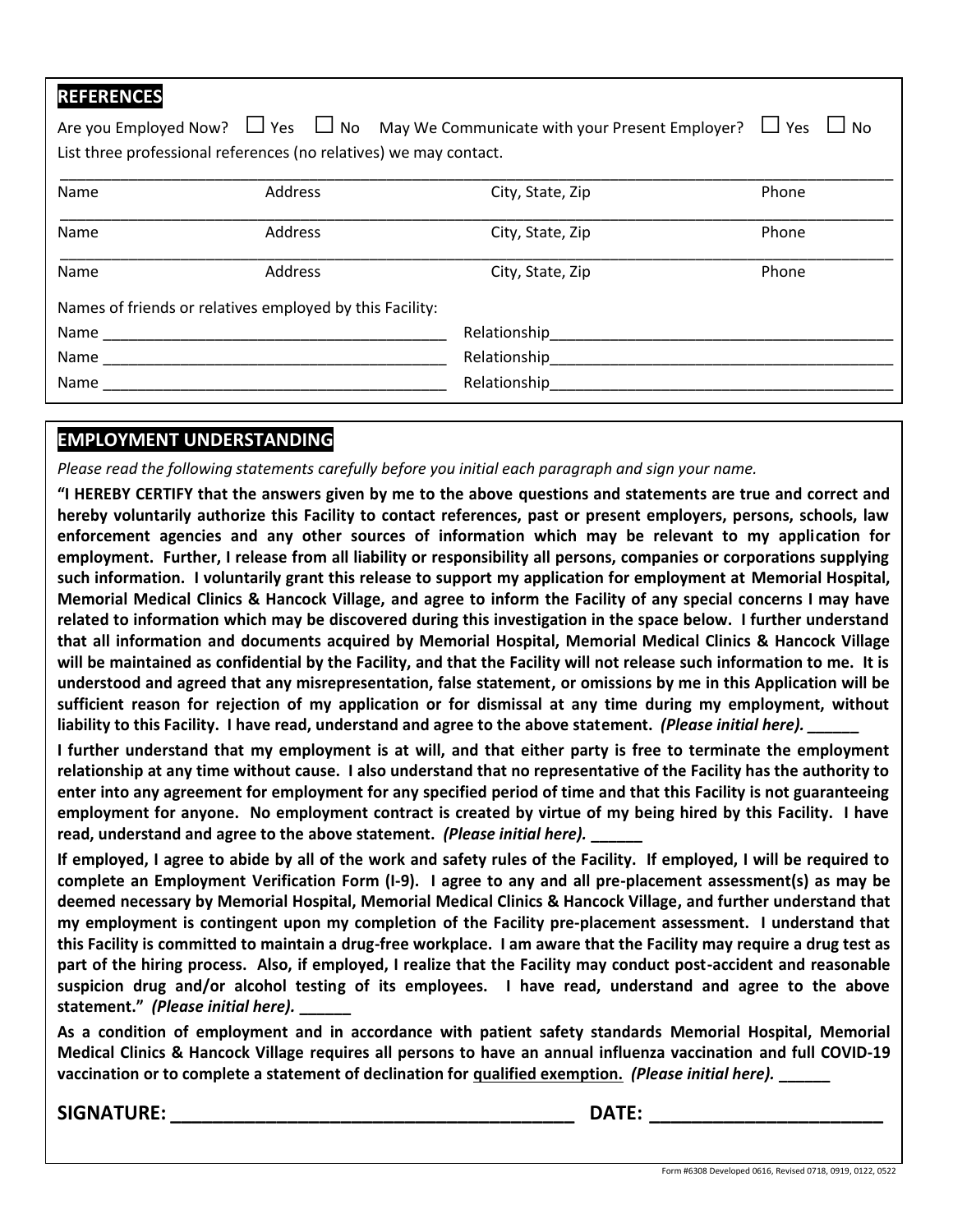## REFERENCES

Are you Employed Now? ☐ Yes ☐ No May We Communicate with your Present Employer? ☐ Yes ☐ No

List three professional references (no relatives) we may contact.

| Name | Address | City, State, Zip | Phone |
|---|---|---|---|
| | | | |
| Name | Address | City, State, Zip | Phone |
| | | | |
| Name | Address | City, State, Zip | Phone |

Names of friends or relatives employed by this Facility:

Name ________________________________________ Relationship________________________________________

Name ________________________________________ Relationship________________________________________

Name ________________________________________ Relationship________________________________________

## EMPLOYMENT UNDERSTANDING

*Please read the following statements carefully before you initial each paragraph and sign your name.*

**"I HEREBY CERTIFY that the answers given by me to the above questions and statements are true and correct and hereby voluntarily authorize this Facility to contact references, past or present employers, persons, schools, law enforcement agencies and any other sources of information which may be relevant to my application for employment. Further, I release from all liability or responsibility all persons, companies or corporations supplying such information. I voluntarily grant this release to support my application for employment at Memorial Hospital, Memorial Medical Clinics & Hancock Village, and agree to inform the Facility of any special concerns I may have related to information which may be discovered during this investigation in the space below. I further understand that all information and documents acquired by Memorial Hospital, Memorial Medical Clinics & Hancock Village will be maintained as confidential by the Facility, and that the Facility will not release such information to me. It is understood and agreed that any misrepresentation, false statement, or omissions by me in this Application will be sufficient reason for rejection of my application or for dismissal at any time during my employment, without liability to this Facility. I have read, understand and agree to the above statement.** ***(Please initial here).*** **______**

**I further understand that my employment is at will, and that either party is free to terminate the employment relationship at any time without cause. I also understand that no representative of the Facility has the authority to enter into any agreement for employment for any specified period of time and that this Facility is not guaranteeing employment for anyone. No employment contract is created by virtue of my being hired by this Facility. I have read, understand and agree to the above statement.** ***(Please initial here).*** **______**

**If employed, I agree to abide by all of the work and safety rules of the Facility. If employed, I will be required to complete an Employment Verification Form (I-9). I agree to any and all pre-placement assessment(s) as may be deemed necessary by Memorial Hospital, Memorial Medical Clinics & Hancock Village, and further understand that my employment is contingent upon my completion of the Facility pre-placement assessment. I understand that this Facility is committed to maintain a drug-free workplace. I am aware that the Facility may require a drug test as part of the hiring process. Also, if employed, I realize that the Facility may conduct post-accident and reasonable suspicion drug and/or alcohol testing of its employees. I have read, understand and agree to the above statement."** ***(Please initial here).*** **______**

**As a condition of employment and in accordance with patient safety standards Memorial Hospital, Memorial Medical Clinics & Hancock Village requires all persons to have an annual influenza vaccination and full COVID-19 vaccination or to complete a statement of declination for <u>qualified exemption.</u>** ***(Please initial here).*** **______**

**SIGNATURE: ________________________________________ DATE: ______________________**

Form #6308 Developed 0616, Revised 0718, 0919, 0122, 0522